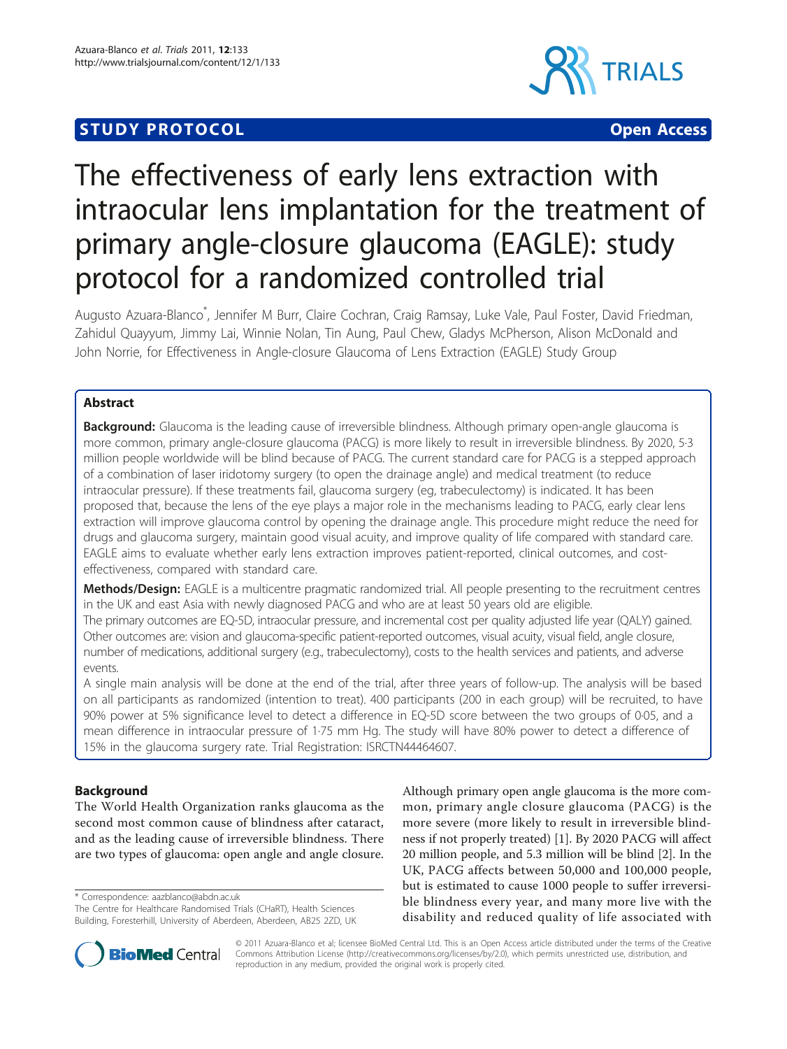**STUDY PROTOCOL** **Open Access**

# The effectiveness of early lens extraction with intraocular lens implantation for the treatment of primary angle-closure glaucoma (EAGLE): study protocol for a randomized controlled trial

Augusto Azuara-Blanco*, Jennifer M Burr, Claire Cochran, Craig Ramsay, Luke Vale, Paul Foster, David Friedman, Zahidul Quayyum, Jimmy Lai, Winnie Nolan, Tin Aung, Paul Chew, Gladys McPherson, Alison McDonald and John Norrie, for Effectiveness in Angle-closure Glaucoma of Lens Extraction (EAGLE) Study Group

## Abstract

**Background:** Glaucoma is the leading cause of irreversible blindness. Although primary open-angle glaucoma is more common, primary angle-closure glaucoma (PACG) is more likely to result in irreversible blindness. By 2020, 5·3 million people worldwide will be blind because of PACG. The current standard care for PACG is a stepped approach of a combination of laser iridotomy surgery (to open the drainage angle) and medical treatment (to reduce intraocular pressure). If these treatments fail, glaucoma surgery (eg, trabeculectomy) is indicated. It has been proposed that, because the lens of the eye plays a major role in the mechanisms leading to PACG, early clear lens extraction will improve glaucoma control by opening the drainage angle. This procedure might reduce the need for drugs and glaucoma surgery, maintain good visual acuity, and improve quality of life compared with standard care. EAGLE aims to evaluate whether early lens extraction improves patient-reported, clinical outcomes, and cost-effectiveness, compared with standard care.

**Methods/Design:** EAGLE is a multicentre pragmatic randomized trial. All people presenting to the recruitment centres in the UK and east Asia with newly diagnosed PACG and who are at least 50 years old are eligible.

The primary outcomes are EQ-5D, intraocular pressure, and incremental cost per quality adjusted life year (QALY) gained. Other outcomes are: vision and glaucoma-specific patient-reported outcomes, visual acuity, visual field, angle closure, number of medications, additional surgery (e.g., trabeculectomy), costs to the health services and patients, and adverse events.

A single main analysis will be done at the end of the trial, after three years of follow-up. The analysis will be based on all participants as randomized (intention to treat). 400 participants (200 in each group) will be recruited, to have 90% power at 5% significance level to detect a difference in EQ-5D score between the two groups of 0·05, and a mean difference in intraocular pressure of 1·75 mm Hg. The study will have 80% power to detect a difference of 15% in the glaucoma surgery rate. Trial Registration: ISRCTN44464607.

## Background

The World Health Organization ranks glaucoma as the second most common cause of blindness after cataract, and as the leading cause of irreversible blindness. There are two types of glaucoma: open angle and angle closure. Although primary open angle glaucoma is the more common, primary angle closure glaucoma (PACG) is the more severe (more likely to result in irreversible blindness if not properly treated) [1]. By 2020 PACG will affect 20 million people, and 5.3 million will be blind [2]. In the UK, PACG affects between 50,000 and 100,000 people, but is estimated to cause 1000 people to suffer irreversible blindness every year, and many more live with the disability and reduced quality of life associated with

\* Correspondence: aazblanco@abdn.ac.uk
The Centre for Healthcare Randomised Trials (CHaRT), Health Sciences Building, Foresterhill, University of Aberdeen, Aberdeen, AB25 2ZD, UK

© 2011 Azuara-Blanco et al; licensee BioMed Central Ltd. This is an Open Access article distributed under the terms of the Creative Commons Attribution License (http://creativecommons.org/licenses/by/2.0), which permits unrestricted use, distribution, and reproduction in any medium, provided the original work is properly cited.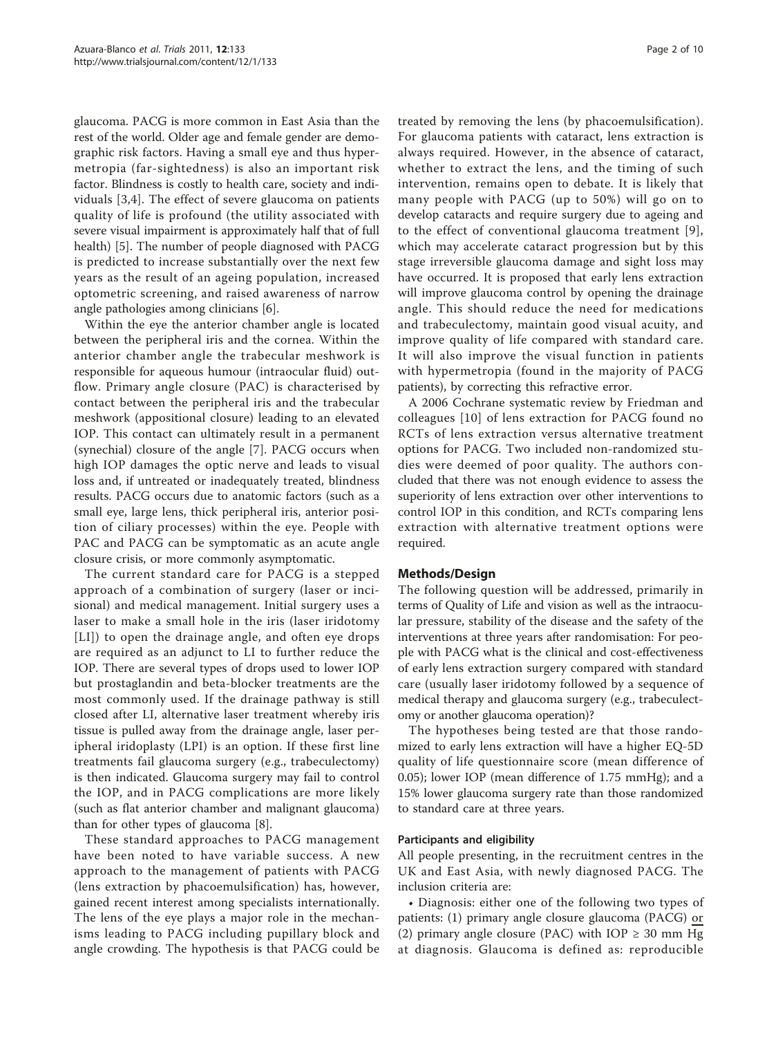glaucoma. PACG is more common in East Asia than the rest of the world. Older age and female gender are demographic risk factors. Having a small eye and thus hypermetropia (far-sightedness) is also an important risk factor. Blindness is costly to health care, society and individuals [3,4]. The effect of severe glaucoma on patients quality of life is profound (the utility associated with severe visual impairment is approximately half that of full health) [5]. The number of people diagnosed with PACG is predicted to increase substantially over the next few years as the result of an ageing population, increased optometric screening, and raised awareness of narrow angle pathologies among clinicians [6].

Within the eye the anterior chamber angle is located between the peripheral iris and the cornea. Within the anterior chamber angle the trabecular meshwork is responsible for aqueous humour (intraocular fluid) outflow. Primary angle closure (PAC) is characterised by contact between the peripheral iris and the trabecular meshwork (appositional closure) leading to an elevated IOP. This contact can ultimately result in a permanent (synechial) closure of the angle [7]. PACG occurs when high IOP damages the optic nerve and leads to visual loss and, if untreated or inadequately treated, blindness results. PACG occurs due to anatomic factors (such as a small eye, large lens, thick peripheral iris, anterior position of ciliary processes) within the eye. People with PAC and PACG can be symptomatic as an acute angle closure crisis, or more commonly asymptomatic.

The current standard care for PACG is a stepped approach of a combination of surgery (laser or incisional) and medical management. Initial surgery uses a laser to make a small hole in the iris (laser iridotomy [LI]) to open the drainage angle, and often eye drops are required as an adjunct to LI to further reduce the IOP. There are several types of drops used to lower IOP but prostaglandin and beta-blocker treatments are the most commonly used. If the drainage pathway is still closed after LI, alternative laser treatment whereby iris tissue is pulled away from the drainage angle, laser peripheral iridoplasty (LPI) is an option. If these first line treatments fail glaucoma surgery (e.g., trabeculectomy) is then indicated. Glaucoma surgery may fail to control the IOP, and in PACG complications are more likely (such as flat anterior chamber and malignant glaucoma) than for other types of glaucoma [8].

These standard approaches to PACG management have been noted to have variable success. A new approach to the management of patients with PACG (lens extraction by phacoemulsification) has, however, gained recent interest among specialists internationally. The lens of the eye plays a major role in the mechanisms leading to PACG including pupillary block and angle crowding. The hypothesis is that PACG could be treated by removing the lens (by phacoemulsification). For glaucoma patients with cataract, lens extraction is always required. However, in the absence of cataract, whether to extract the lens, and the timing of such intervention, remains open to debate. It is likely that many people with PACG (up to 50%) will go on to develop cataracts and require surgery due to ageing and to the effect of conventional glaucoma treatment [9], which may accelerate cataract progression but by this stage irreversible glaucoma damage and sight loss may have occurred. It is proposed that early lens extraction will improve glaucoma control by opening the drainage angle. This should reduce the need for medications and trabeculectomy, maintain good visual acuity, and improve quality of life compared with standard care. It will also improve the visual function in patients with hypermetropia (found in the majority of PACG patients), by correcting this refractive error.

A 2006 Cochrane systematic review by Friedman and colleagues [10] of lens extraction for PACG found no RCTs of lens extraction versus alternative treatment options for PACG. Two included non-randomized studies were deemed of poor quality. The authors concluded that there was not enough evidence to assess the superiority of lens extraction over other interventions to control IOP in this condition, and RCTs comparing lens extraction with alternative treatment options were required.

## Methods/Design

The following question will be addressed, primarily in terms of Quality of Life and vision as well as the intraocular pressure, stability of the disease and the safety of the interventions at three years after randomisation: For people with PACG what is the clinical and cost-effectiveness of early lens extraction surgery compared with standard care (usually laser iridotomy followed by a sequence of medical therapy and glaucoma surgery (e.g., trabeculectomy or another glaucoma operation)?

The hypotheses being tested are that those randomized to early lens extraction will have a higher EQ-5D quality of life questionnaire score (mean difference of 0.05); lower IOP (mean difference of 1.75 mmHg); and a 15% lower glaucoma surgery rate than those randomized to standard care at three years.

### Participants and eligibility

All people presenting, in the recruitment centres in the UK and East Asia, with newly diagnosed PACG. The inclusion criteria are:

- Diagnosis: either one of the following two types of patients: (1) primary angle closure glaucoma (PACG) or (2) primary angle closure (PAC) with IOP ≥ 30 mm Hg at diagnosis. Glaucoma is defined as: reproducible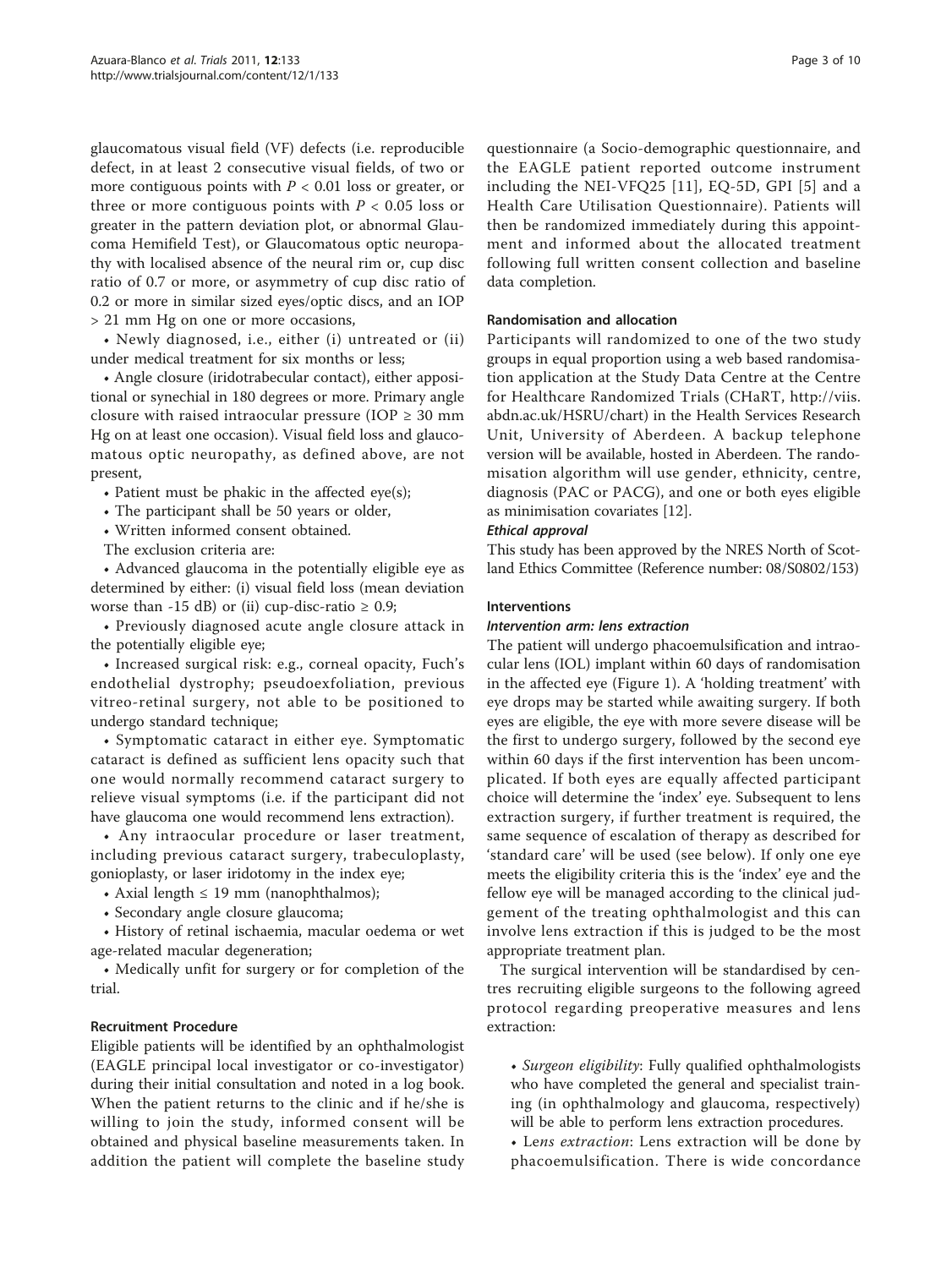glaucomatous visual field (VF) defects (i.e. reproducible defect, in at least 2 consecutive visual fields, of two or more contiguous points with $P < 0.01$ loss or greater, or three or more contiguous points with $P < 0.05$ loss or greater in the pattern deviation plot, or abnormal Glaucoma Hemifield Test), or Glaucomatous optic neuropathy with localised absence of the neural rim or, cup disc ratio of 0.7 or more, or asymmetry of cup disc ratio of 0.2 or more in similar sized eyes/optic discs, and an IOP > 21 mm Hg on one or more occasions,

- Newly diagnosed, i.e., either (i) untreated or (ii) under medical treatment for six months or less;
- Angle closure (iridotrabecular contact), either appositional or synechial in 180 degrees or more. Primary angle closure with raised intraocular pressure (IOP ≥ 30 mm Hg on at least one occasion). Visual field loss and glaucomatous optic neuropathy, as defined above, are not present,
- Patient must be phakic in the affected eye(s);
- The participant shall be 50 years or older,
- Written informed consent obtained.

The exclusion criteria are:

- Advanced glaucoma in the potentially eligible eye as determined by either: (i) visual field loss (mean deviation worse than -15 dB) or (ii) cup-disc-ratio ≥ 0.9;
- Previously diagnosed acute angle closure attack in the potentially eligible eye;
- Increased surgical risk: e.g., corneal opacity, Fuch's endothelial dystrophy; pseudoexfoliation, previous vitreo-retinal surgery, not able to be positioned to undergo standard technique;
- Symptomatic cataract in either eye. Symptomatic cataract is defined as sufficient lens opacity such that one would normally recommend cataract surgery to relieve visual symptoms (i.e. if the participant did not have glaucoma one would recommend lens extraction).
- Any intraocular procedure or laser treatment, including previous cataract surgery, trabeculoplasty, gonioplasty, or laser iridotomy in the index eye;
- Axial length ≤ 19 mm (nanophthalmos);
- Secondary angle closure glaucoma;
- History of retinal ischaemia, macular oedema or wet age-related macular degeneration;
- Medically unfit for surgery or for completion of the trial.

### Recruitment Procedure

Eligible patients will be identified by an ophthalmologist (EAGLE principal local investigator or co-investigator) during their initial consultation and noted in a log book. When the patient returns to the clinic and if he/she is willing to join the study, informed consent will be obtained and physical baseline measurements taken. In addition the patient will complete the baseline study questionnaire (a Socio-demographic questionnaire, and the EAGLE patient reported outcome instrument including the NEI-VFQ25 [11], EQ-5D, GPI [5] and a Health Care Utilisation Questionnaire). Patients will then be randomized immediately during this appointment and informed about the allocated treatment following full written consent collection and baseline data completion.

### Randomisation and allocation

Participants will randomized to one of the two study groups in equal proportion using a web based randomisation application at the Study Data Centre at the Centre for Healthcare Randomized Trials (CHaRT, http://viis.abdn.ac.uk/HSRU/chart) in the Health Services Research Unit, University of Aberdeen. A backup telephone version will be available, hosted in Aberdeen. The randomisation algorithm will use gender, ethnicity, centre, diagnosis (PAC or PACG), and one or both eyes eligible as minimisation covariates [12].

#### *Ethical approval*

This study has been approved by the NRES North of Scotland Ethics Committee (Reference number: 08/S0802/153)

### Interventions

#### *Intervention arm: lens extraction*

The patient will undergo phacoemulsification and intraocular lens (IOL) implant within 60 days of randomisation in the affected eye (Figure 1). A 'holding treatment' with eye drops may be started while awaiting surgery. If both eyes are eligible, the eye with more severe disease will be the first to undergo surgery, followed by the second eye within 60 days if the first intervention has been uncomplicated. If both eyes are equally affected participant choice will determine the 'index' eye. Subsequent to lens extraction surgery, if further treatment is required, the same sequence of escalation of therapy as described for 'standard care' will be used (see below). If only one eye meets the eligibility criteria this is the 'index' eye and the fellow eye will be managed according to the clinical judgement of the treating ophthalmologist and this can involve lens extraction if this is judged to be the most appropriate treatment plan.

The surgical intervention will be standardised by centres recruiting eligible surgeons to the following agreed protocol regarding preoperative measures and lens extraction:

- *Surgeon eligibility*: Fully qualified ophthalmologists who have completed the general and specialist training (in ophthalmology and glaucoma, respectively) will be able to perform lens extraction procedures.
- *Lens extraction*: Lens extraction will be done by phacoemulsification. There is wide concordance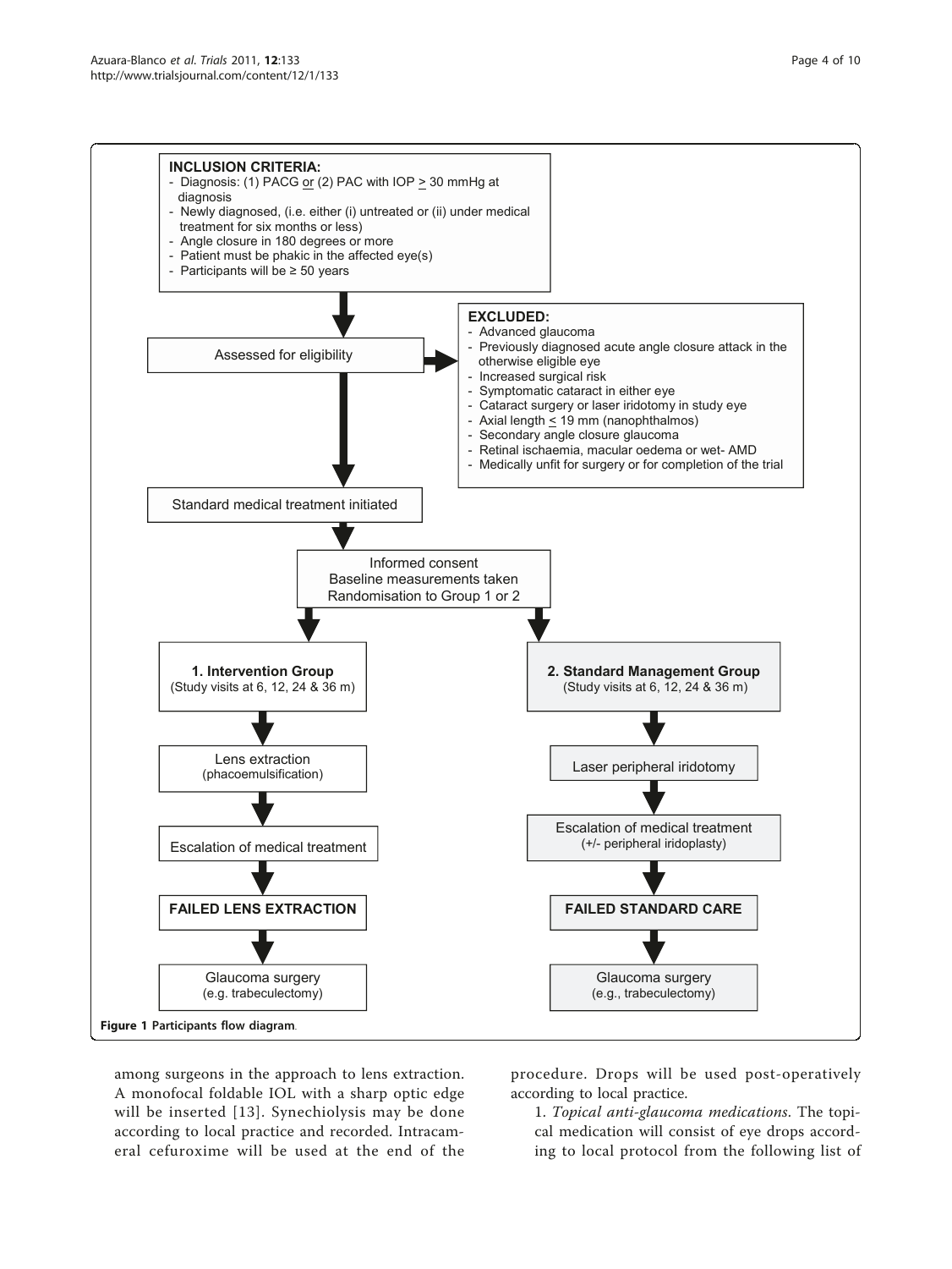**INCLUSION CRITERIA:**

- Diagnosis: (1) PACG or (2) PAC with IOP ≥ 30 mmHg at diagnosis
- Newly diagnosed, (i.e. either (i) untreated or (ii) under medical treatment for six months or less)
- Angle closure in 180 degrees or more
- Patient must be phakic in the affected eye(s)
- Participants will be ≥ 50 years

Assessed for eligibility

**EXCLUDED:**

- Advanced glaucoma
- Previously diagnosed acute angle closure attack in the otherwise eligible eye
- Increased surgical risk
- Symptomatic cataract in either eye
- Cataract surgery or laser iridotomy in study eye
- Axial length ≤ 19 mm (nanophthalmos)
- Secondary angle closure glaucoma
- Retinal ischaemia, macular oedema or wet- AMD
- Medically unfit for surgery or for completion of the trial

Standard medical treatment initiated

Informed consent
Baseline measurements taken
Randomisation to Group 1 or 2

**1. Intervention Group** (Study visits at 6, 12, 24 & 36 m)
→ Lens extraction (phacoemulsification)
→ Escalation of medical treatment
→ **FAILED LENS EXTRACTION**
→ Glaucoma surgery (e.g. trabeculectomy)

**2. Standard Management Group** (Study visits at 6, 12, 24 & 36 m)
→ Laser peripheral iridotomy
→ Escalation of medical treatment (+/- peripheral iridoplasty)
→ **FAILED STANDARD CARE**
→ Glaucoma surgery (e.g., trabeculectomy)

**Figure 1 Participants flow diagram.**

among surgeons in the approach to lens extraction. A monofocal foldable IOL with a sharp optic edge will be inserted [13]. Synechiolysis may be done according to local practice and recorded. Intracameral cefuroxime will be used at the end of the procedure. Drops will be used post-operatively according to local practice.

1. *Topical anti-glaucoma medications.* The topical medication will consist of eye drops according to local protocol from the following list of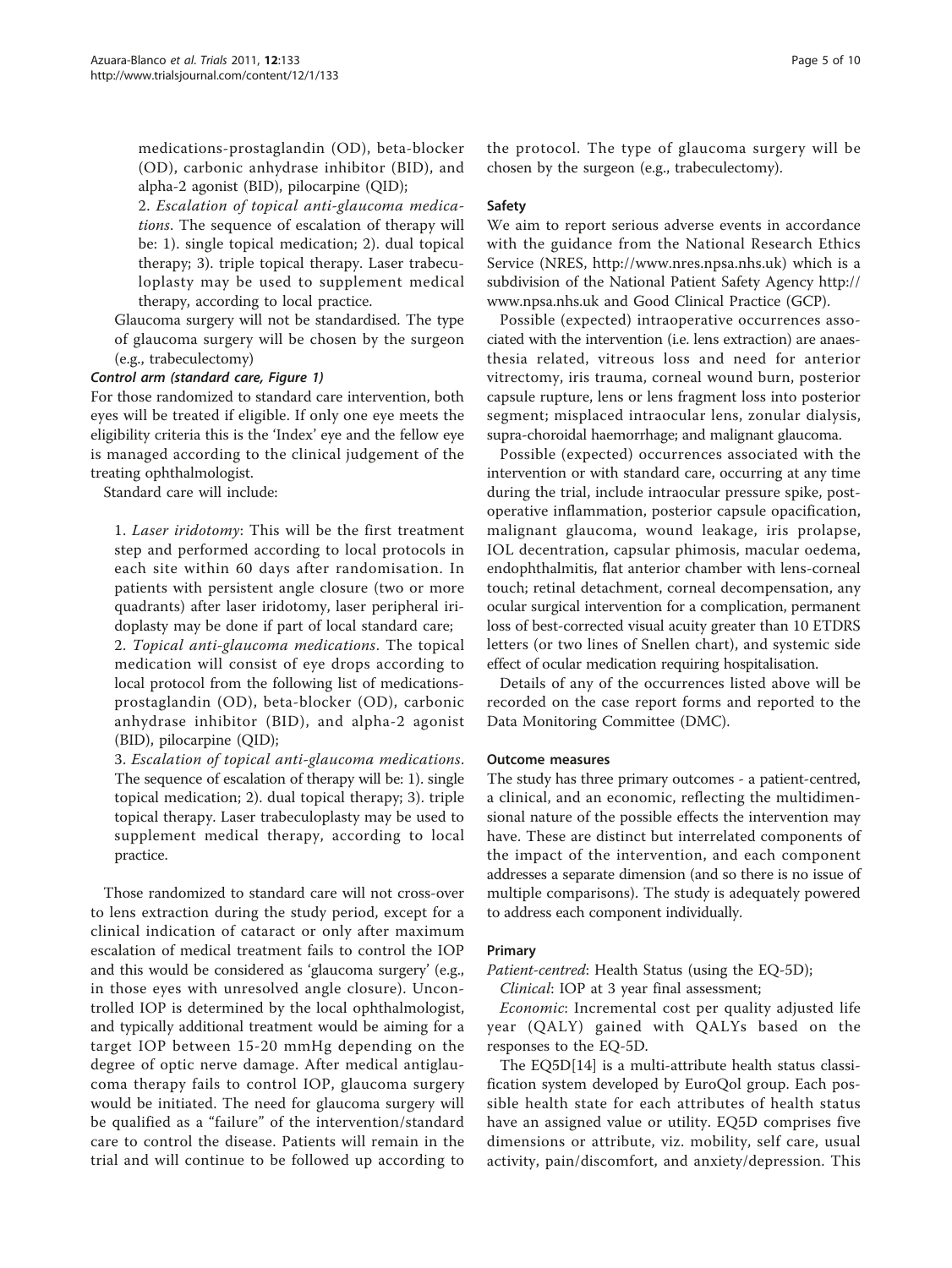medications-prostaglandin (OD), beta-blocker (OD), carbonic anhydrase inhibitor (BID), and alpha-2 agonist (BID), pilocarpine (QID);

2. *Escalation of topical anti-glaucoma medications*. The sequence of escalation of therapy will be: 1). single topical medication; 2). dual topical therapy; 3). triple topical therapy. Laser trabeculoplasty may be used to supplement medical therapy, according to local practice.

Glaucoma surgery will not be standardised. The type of glaucoma surgery will be chosen by the surgeon (e.g., trabeculectomy)

#### *Control arm (standard care, Figure 1)*

For those randomized to standard care intervention, both eyes will be treated if eligible. If only one eye meets the eligibility criteria this is the 'Index' eye and the fellow eye is managed according to the clinical judgement of the treating ophthalmologist.

Standard care will include:

1. *Laser iridotomy*: This will be the first treatment step and performed according to local protocols in each site within 60 days after randomisation. In patients with persistent angle closure (two or more quadrants) after laser iridotomy, laser peripheral iridoplasty may be done if part of local standard care;
2. *Topical anti-glaucoma medications*. The topical medication will consist of eye drops according to local protocol from the following list of medications-prostaglandin (OD), beta-blocker (OD), carbonic anhydrase inhibitor (BID), and alpha-2 agonist (BID), pilocarpine (QID);
3. *Escalation of topical anti-glaucoma medications*. The sequence of escalation of therapy will be: 1). single topical medication; 2). dual topical therapy; 3). triple topical therapy. Laser trabeculoplasty may be used to supplement medical therapy, according to local practice.

Those randomized to standard care will not cross-over to lens extraction during the study period, except for a clinical indication of cataract or only after maximum escalation of medical treatment fails to control the IOP and this would be considered as 'glaucoma surgery' (e.g., in those eyes with unresolved angle closure). Uncontrolled IOP is determined by the local ophthalmologist, and typically additional treatment would be aiming for a target IOP between 15-20 mmHg depending on the degree of optic nerve damage. After medical antiglaucoma therapy fails to control IOP, glaucoma surgery would be initiated. The need for glaucoma surgery will be qualified as a "failure" of the intervention/standard care to control the disease. Patients will remain in the trial and will continue to be followed up according to the protocol. The type of glaucoma surgery will be chosen by the surgeon (e.g., trabeculectomy).

### Safety

We aim to report serious adverse events in accordance with the guidance from the National Research Ethics Service (NRES, http://www.nres.npsa.nhs.uk) which is a subdivision of the National Patient Safety Agency http://www.npsa.nhs.uk and Good Clinical Practice (GCP).

Possible (expected) intraoperative occurrences associated with the intervention (i.e. lens extraction) are anaesthesia related, vitreous loss and need for anterior vitrectomy, iris trauma, corneal wound burn, posterior capsule rupture, lens or lens fragment loss into posterior segment; misplaced intraocular lens, zonular dialysis, supra-choroidal haemorrhage; and malignant glaucoma.

Possible (expected) occurrences associated with the intervention or with standard care, occurring at any time during the trial, include intraocular pressure spike, postoperative inflammation, posterior capsule opacification, malignant glaucoma, wound leakage, iris prolapse, IOL decentration, capsular phimosis, macular oedema, endophthalmitis, flat anterior chamber with lens-corneal touch; retinal detachment, corneal decompensation, any ocular surgical intervention for a complication, permanent loss of best-corrected visual acuity greater than 10 ETDRS letters (or two lines of Snellen chart), and systemic side effect of ocular medication requiring hospitalisation.

Details of any of the occurrences listed above will be recorded on the case report forms and reported to the Data Monitoring Committee (DMC).

### Outcome measures

The study has three primary outcomes - a patient-centred, a clinical, and an economic, reflecting the multidimensional nature of the possible effects the intervention may have. These are distinct but interrelated components of the impact of the intervention, and each component addresses a separate dimension (and so there is no issue of multiple comparisons). The study is adequately powered to address each component individually.

### Primary

*Patient-centred*: Health Status (using the EQ-5D);

*Clinical*: IOP at 3 year final assessment;

*Economic*: Incremental cost per quality adjusted life year (QALY) gained with QALYs based on the responses to the EQ-5D.

The EQ5D[14] is a multi-attribute health status classification system developed by EuroQol group. Each possible health state for each attributes of health status have an assigned value or utility. EQ5D comprises five dimensions or attribute, viz. mobility, self care, usual activity, pain/discomfort, and anxiety/depression. This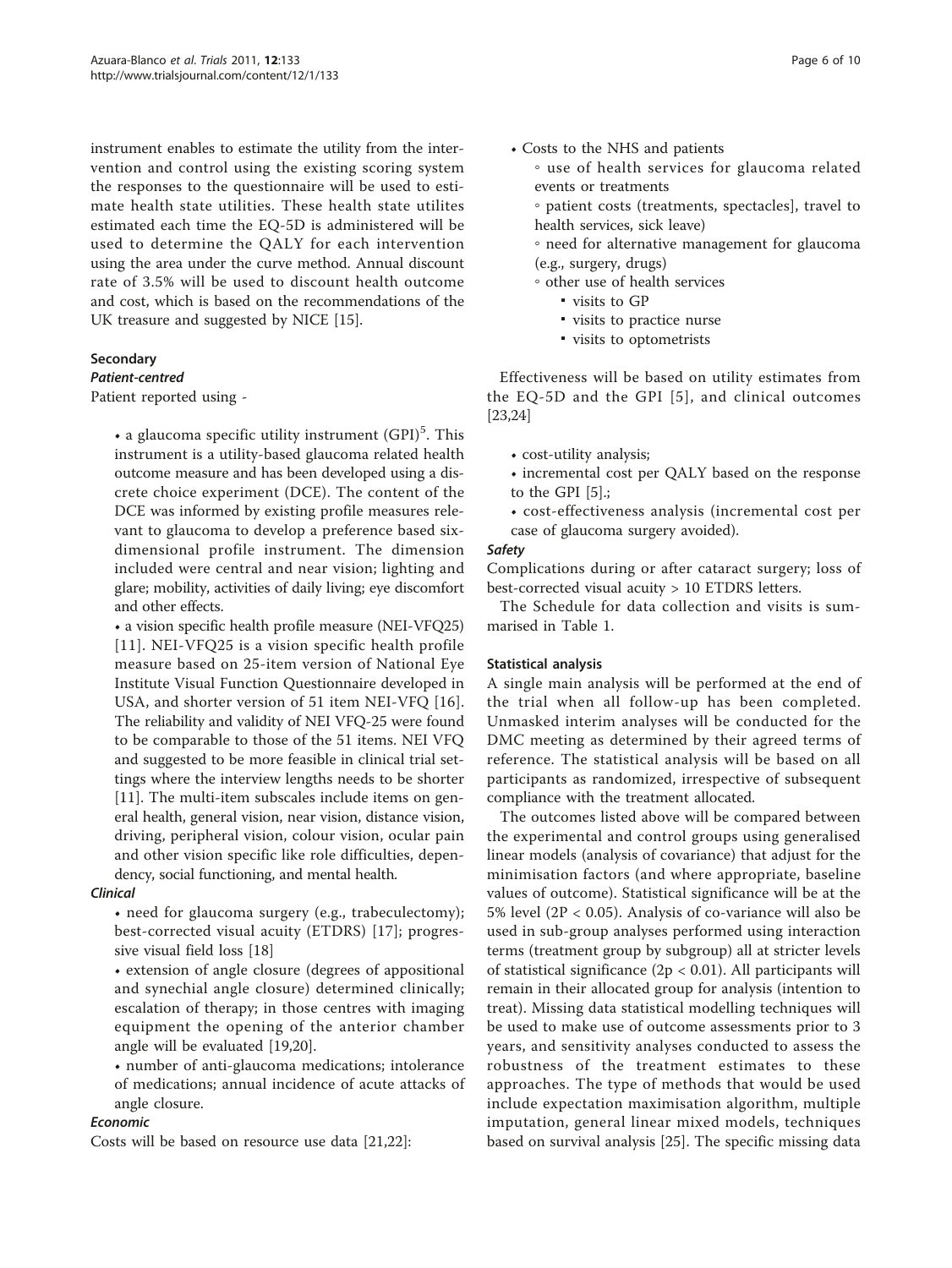instrument enables to estimate the utility from the intervention and control using the existing scoring system the responses to the questionnaire will be used to estimate health state utilities. These health state utilites estimated each time the EQ-5D is administered will be used to determine the QALY for each intervention using the area under the curve method. Annual discount rate of 3.5% will be used to discount health outcome and cost, which is based on the recommendations of the UK treasure and suggested by NICE [15].

### Secondary

#### *Patient-centred*

Patient reported using -

- a glaucoma specific utility instrument (GPI)[5]. This instrument is a utility-based glaucoma related health outcome measure and has been developed using a discrete choice experiment (DCE). The content of the DCE was informed by existing profile measures relevant to glaucoma to develop a preference based six-dimensional profile instrument. The dimension included were central and near vision; lighting and glare; mobility, activities of daily living; eye discomfort and other effects.
- a vision specific health profile measure (NEI-VFQ25) [11]. NEI-VFQ25 is a vision specific health profile measure based on 25-item version of National Eye Institute Visual Function Questionnaire developed in USA, and shorter version of 51 item NEI-VFQ [16]. The reliability and validity of NEI VFQ-25 were found to be comparable to those of the 51 items. NEI VFQ and suggested to be more feasible in clinical trial settings where the interview lengths needs to be shorter [11]. The multi-item subscales include items on general health, general vision, near vision, distance vision, driving, peripheral vision, colour vision, ocular pain and other vision specific like role difficulties, dependency, social functioning, and mental health.

#### *Clinical*

- need for glaucoma surgery (e.g., trabeculectomy); best-corrected visual acuity (ETDRS) [17]; progressive visual field loss [18]
- extension of angle closure (degrees of appositional and synechial angle closure) determined clinically; escalation of therapy; in those centres with imaging equipment the opening of the anterior chamber angle will be evaluated [19,20].
- number of anti-glaucoma medications; intolerance of medications; annual incidence of acute attacks of angle closure.

#### *Economic*

Costs will be based on resource use data [21,22]:

- Costs to the NHS and patients
  - use of health services for glaucoma related events or treatments
  - patient costs (treatments, spectacles], travel to health services, sick leave)
  - need for alternative management for glaucoma (e.g., surgery, drugs)
  - other use of health services
    - visits to GP
    - visits to practice nurse
    - visits to optometrists

Effectiveness will be based on utility estimates from the EQ-5D and the GPI [5], and clinical outcomes [23,24]

- cost-utility analysis;
- incremental cost per QALY based on the response to the GPI [5].;
- cost-effectiveness analysis (incremental cost per case of glaucoma surgery avoided).

#### *Safety*

Complications during or after cataract surgery; loss of best-corrected visual acuity > 10 ETDRS letters.

The Schedule for data collection and visits is summarised in Table 1.

### Statistical analysis

A single main analysis will be performed at the end of the trial when all follow-up has been completed. Unmasked interim analyses will be conducted for the DMC meeting as determined by their agreed terms of reference. The statistical analysis will be based on all participants as randomized, irrespective of subsequent compliance with the treatment allocated.

The outcomes listed above will be compared between the experimental and control groups using generalised linear models (analysis of covariance) that adjust for the minimisation factors (and where appropriate, baseline values of outcome). Statistical significance will be at the 5% level ($2P < 0.05$). Analysis of co-variance will also be used in sub-group analyses performed using interaction terms (treatment group by subgroup) all at stricter levels of statistical significance ($2p < 0.01$). All participants will remain in their allocated group for analysis (intention to treat). Missing data statistical modelling techniques will be used to make use of outcome assessments prior to 3 years, and sensitivity analyses conducted to assess the robustness of the treatment estimates to these approaches. The type of methods that would be used include expectation maximisation algorithm, multiple imputation, general linear mixed models, techniques based on survival analysis [25]. The specific missing data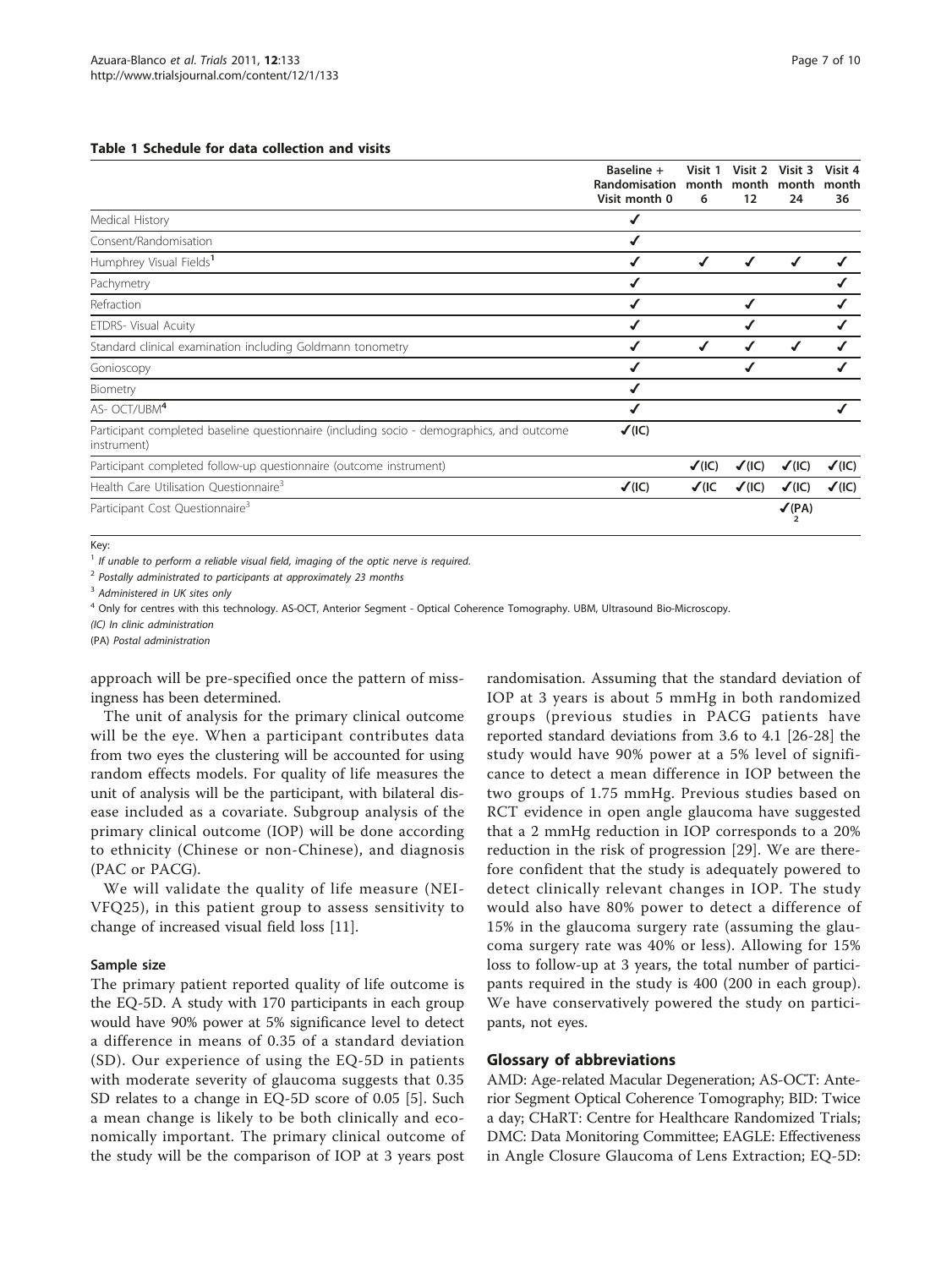**Table 1 Schedule for data collection and visits**

| | Baseline + Randomisation Visit month 0 | Visit 1 month 6 | Visit 2 month 12 | Visit 3 month 24 | Visit 4 month 36 |
|---|---|---|---|---|---|
| Medical History | ✓ | | | | |
| Consent/Randomisation | ✓ | | | | |
| Humphrey Visual Fields[1] | ✓ | ✓ | ✓ | ✓ | ✓ |
| Pachymetry | ✓ | | | | ✓ |
| Refraction | ✓ | | ✓ | | ✓ |
| ETDRS- Visual Acuity | ✓ | | ✓ | | ✓ |
| Standard clinical examination including Goldmann tonometry | ✓ | ✓ | ✓ | ✓ | ✓ |
| Gonioscopy | ✓ | | ✓ | | ✓ |
| Biometry | ✓ | | | | |
| AS- OCT/UBM[4] | ✓ | | | | ✓ |
| Participant completed baseline questionnaire (including socio - demographics, and outcome instrument) | ✓(IC) | | | | |
| Participant completed follow-up questionnaire (outcome instrument) | | ✓(IC) | ✓(IC) | ✓(IC) | ✓(IC) |
| Health Care Utilisation Questionnaire[3] | ✓(IC) | ✓(IC | ✓(IC) | ✓(IC) | ✓(IC) |
| Participant Cost Questionnaire[3] | | | | ✓(PA)[2] | |

Key:

[1] *If unable to perform a reliable visual field, imaging of the optic nerve is required.*

[2] *Postally administrated to participants at approximately 23 months*

[3] *Administered in UK sites only*

[4] Only for centres with this technology. AS-OCT, Anterior Segment - Optical Coherence Tomography. UBM, Ultrasound Bio-Microscopy.

*(IC) In clinic administration*

(PA) *Postal administration*

approach will be pre-specified once the pattern of missingness has been determined.

The unit of analysis for the primary clinical outcome will be the eye. When a participant contributes data from two eyes the clustering will be accounted for using random effects models. For quality of life measures the unit of analysis will be the participant, with bilateral disease included as a covariate. Subgroup analysis of the primary clinical outcome (IOP) will be done according to ethnicity (Chinese or non-Chinese), and diagnosis (PAC or PACG).

We will validate the quality of life measure (NEI-VFQ25), in this patient group to assess sensitivity to change of increased visual field loss [11].

### Sample size

The primary patient reported quality of life outcome is the EQ-5D. A study with 170 participants in each group would have 90% power at 5% significance level to detect a difference in means of 0.35 of a standard deviation (SD). Our experience of using the EQ-5D in patients with moderate severity of glaucoma suggests that 0.35 SD relates to a change in EQ-5D score of 0.05 [5]. Such a mean change is likely to be both clinically and economically important. The primary clinical outcome of the study will be the comparison of IOP at 3 years post randomisation. Assuming that the standard deviation of IOP at 3 years is about 5 mmHg in both randomized groups (previous studies in PACG patients have reported standard deviations from 3.6 to 4.1 [26-28] the study would have 90% power at a 5% level of significance to detect a mean difference in IOP between the two groups of 1.75 mmHg. Previous studies based on RCT evidence in open angle glaucoma have suggested that a 2 mmHg reduction in IOP corresponds to a 20% reduction in the risk of progression [29]. We are therefore confident that the study is adequately powered to detect clinically relevant changes in IOP. The study would also have 80% power to detect a difference of 15% in the glaucoma surgery rate (assuming the glaucoma surgery rate was 40% or less). Allowing for 15% loss to follow-up at 3 years, the total number of participants required in the study is 400 (200 in each group). We have conservatively powered the study on participants, not eyes.

### Glossary of abbreviations

AMD: Age-related Macular Degeneration; AS-OCT: Anterior Segment Optical Coherence Tomography; BID: Twice a day; CHaRT: Centre for Healthcare Randomized Trials; DMC: Data Monitoring Committee; EAGLE: Effectiveness in Angle Closure Glaucoma of Lens Extraction; EQ-5D: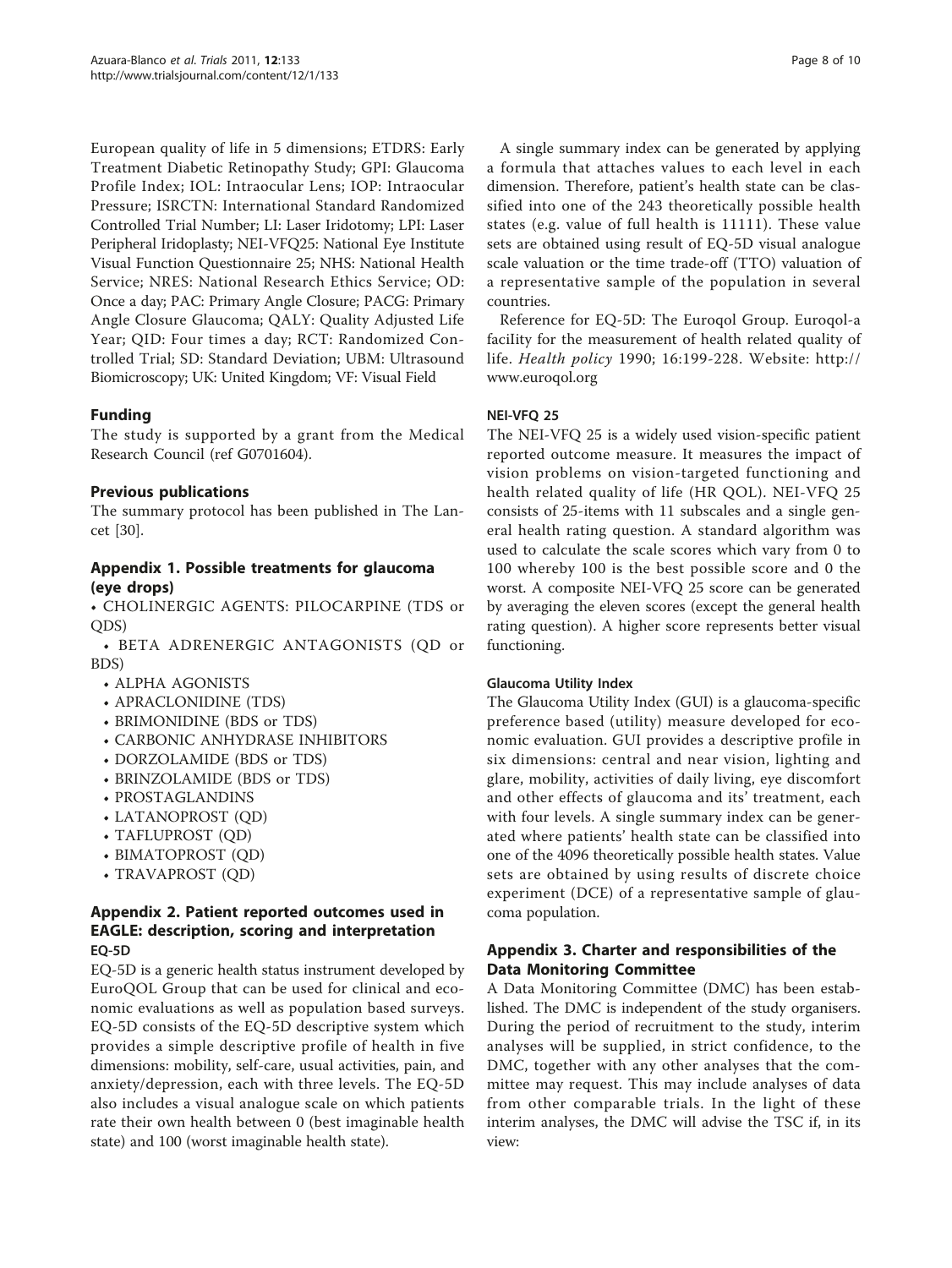European quality of life in 5 dimensions; ETDRS: Early Treatment Diabetic Retinopathy Study; GPI: Glaucoma Profile Index; IOL: Intraocular Lens; IOP: Intraocular Pressure; ISRCTN: International Standard Randomized Controlled Trial Number; LI: Laser Iridotomy; LPI: Laser Peripheral Iridoplasty; NEI-VFQ25: National Eye Institute Visual Function Questionnaire 25; NHS: National Health Service; NRES: National Research Ethics Service; OD: Once a day; PAC: Primary Angle Closure; PACG: Primary Angle Closure Glaucoma; QALY: Quality Adjusted Life Year; QID: Four times a day; RCT: Randomized Controlled Trial; SD: Standard Deviation; UBM: Ultrasound Biomicroscopy; UK: United Kingdom; VF: Visual Field

## Funding

The study is supported by a grant from the Medical Research Council (ref G0701604).

## Previous publications

The summary protocol has been published in The Lancet [30].

## Appendix 1. Possible treatments for glaucoma (eye drops)

- CHOLINERGIC AGENTS: PILOCARPINE (TDS or QDS)
- BETA ADRENERGIC ANTAGONISTS (QD or BDS)
- ALPHA AGONISTS
- APRACLONIDINE (TDS)
- BRIMONIDINE (BDS or TDS)
- CARBONIC ANHYDRASE INHIBITORS
- DORZOLAMIDE (BDS or TDS)
- BRINZOLAMIDE (BDS or TDS)
- PROSTAGLANDINS
- LATANOPROST (QD)
- TAFLUPROST (QD)
- BIMATOPROST (QD)
- TRAVAPROST (QD)

## Appendix 2. Patient reported outcomes used in EAGLE: description, scoring and interpretation

### EQ-5D

EQ-5D is a generic health status instrument developed by EuroQOL Group that can be used for clinical and economic evaluations as well as population based surveys. EQ-5D consists of the EQ-5D descriptive system which provides a simple descriptive profile of health in five dimensions: mobility, self-care, usual activities, pain, and anxiety/depression, each with three levels. The EQ-5D also includes a visual analogue scale on which patients rate their own health between 0 (best imaginable health state) and 100 (worst imaginable health state).

A single summary index can be generated by applying a formula that attaches values to each level in each dimension. Therefore, patient's health state can be classified into one of the 243 theoretically possible health states (e.g. value of full health is 11111). These value sets are obtained using result of EQ-5D visual analogue scale valuation or the time trade-off (TTO) valuation of a representative sample of the population in several countries.

Reference for EQ-5D: The Euroqol Group. Euroqol-a facility for the measurement of health related quality of life. *Health policy* 1990; 16:199-228. Website: http://www.euroqol.org

### NEI-VFQ 25

The NEI-VFQ 25 is a widely used vision-specific patient reported outcome measure. It measures the impact of vision problems on vision-targeted functioning and health related quality of life (HR QOL). NEI-VFQ 25 consists of 25-items with 11 subscales and a single general health rating question. A standard algorithm was used to calculate the scale scores which vary from 0 to 100 whereby 100 is the best possible score and 0 the worst. A composite NEI-VFQ 25 score can be generated by averaging the eleven scores (except the general health rating question). A higher score represents better visual functioning.

### Glaucoma Utility Index

The Glaucoma Utility Index (GUI) is a glaucoma-specific preference based (utility) measure developed for economic evaluation. GUI provides a descriptive profile in six dimensions: central and near vision, lighting and glare, mobility, activities of daily living, eye discomfort and other effects of glaucoma and its' treatment, each with four levels. A single summary index can be generated where patients' health state can be classified into one of the 4096 theoretically possible health states. Value sets are obtained by using results of discrete choice experiment (DCE) of a representative sample of glaucoma population.

## Appendix 3. Charter and responsibilities of the Data Monitoring Committee

A Data Monitoring Committee (DMC) has been established. The DMC is independent of the study organisers. During the period of recruitment to the study, interim analyses will be supplied, in strict confidence, to the DMC, together with any other analyses that the committee may request. This may include analyses of data from other comparable trials. In the light of these interim analyses, the DMC will advise the TSC if, in its view: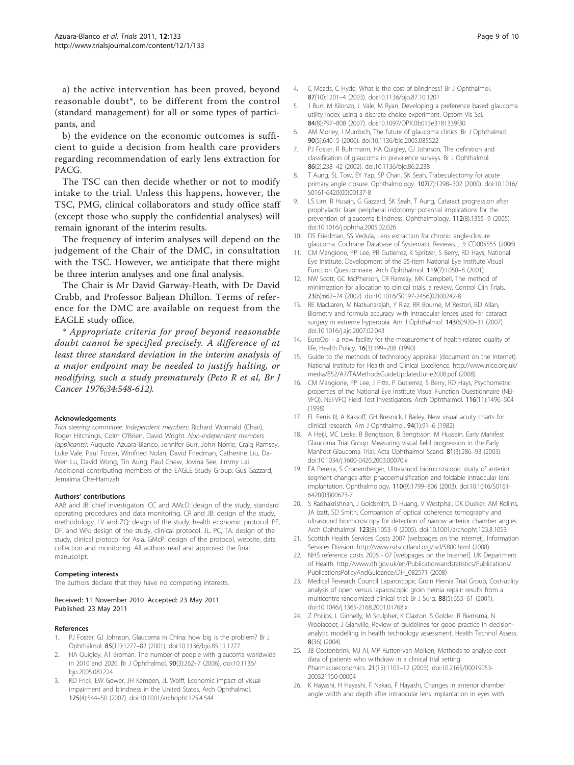a) the active intervention has been proved, beyond reasonable doubt*, to be different from the control (standard management) for all or some types of participants, and

b) the evidence on the economic outcomes is sufficient to guide a decision from health care providers regarding recommendation of early lens extraction for PACG.

The TSC can then decide whether or not to modify intake to the trial. Unless this happens, however, the TSC, PMG, clinical collaborators and study office staff (except those who supply the confidential analyses) will remain ignorant of the interim results.

The frequency of interim analyses will depend on the judgement of the Chair of the DMC, in consultation with the TSC. However, we anticipate that there might be three interim analyses and one final analysis.

The Chair is Mr David Garway-Heath, with Dr David Crabb, and Professor Baljean Dhillon. Terms of reference for the DMC are available on request from the EAGLE study office.

*\* Appropriate criteria for proof beyond reasonable doubt cannot be specified precisely. A difference of at least three standard deviation in the interim analysis of a major endpoint may be needed to justify halting, or modifying, such a study prematurely (Peto R et al, Br J Cancer 1976;34:548-612).*

#### Acknowledgements

*Trial steering committee. Independent members*: Richard Wormald (Chair), Roger Hitchings, Colm O'Brien, David Wright. *Non-independent members (applicants)*: Augusto Azuara-Blanco, Jennifer Burr, John Norrie, Craig Ramsay, Luke Vale, Paul Foster, Winifried Nolan, David Friedman, Catherine Liu, Da-Wen Lu, David Wong, Tin Aung, Paul Chew, Jovina See, Jimmy Lai Additional contributing members of the EAGLE Study Group: Gus Gazzard, Jemaima Che-Hamzah

#### Authors' contributions

AAB and JB: chief investigators. CC and AMcD: design of the study, standard operating procedures and data monitoring. CR and JB: design of the study, methodology. LV and ZQ: design of the study, health economic protocol. PF, DF, and WN: design of the study, clinical protocol. JL, PC, TA: design of the study, clinical protocol for Asia. GMcP: design of the protocol, website, data collection and monitoring. All authors read and approved the final manuscript.

#### Competing interests

The authors declare that they have no competing interests.

Received: 11 November 2010 Accepted: 23 May 2011
Published: 23 May 2011

#### References

1. PJ Foster, GJ Johnson, Glaucoma in China: how big is the problem? Br J Ophthalmol. **85**(11):1277–82 (2001). doi:10.1136/bjo.85.11.1277
2. HA Quigley, AT Broman, The number of people with glaucoma worldwide in 2010 and 2020. Br J Ophthalmol. **90**(3):262–7 (2006). doi:10.1136/bjo.2005.081224
3. KD Frick, EW Gower, JH Kempen, JL Wolff, Economic impact of visual impairment and blindness in the United States. Arch Ophthalmol. **125**(4):544–50 (2007). doi:10.1001/archopht.125.4.544
4. C Meads, C Hyde, What is the cost of blindness? Br J Ophthalmol. **87**(10):1201–4 (2003). doi:10.1136/bjo.87.10.1201
5. J Burr, M Kilonzo, L Vale, M Ryan, Developing a preference based glaucoma utility index using a discrete choice experiment. Optom Vis Sci. **84**(8):797–808 (2007). doi:10.1097/OPX.0b013e3181339f30
6. AM Morley, I Murdoch, The future of glaucoma clinics. Br J Ophthalmol. **90**(5):640–5 (2006). doi:10.1136/bjo.2005.085522
7. PJ Foster, R Buhrmann, HA Quigley, GJ Johnson, The definition and classification of glaucoma in prevalence surveys. Br J Ophthalmol. **86**(2):238–42 (2002). doi:10.1136/bjo.86.2.238
8. T Aung, SL Tow, EY Yap, SP Chan, SK Seah, Trabeculectomy for acute primary angle closure. Ophthalmology. **107**(7):1298–302 (2000). doi:10.1016/S0161-6420(00)00137-8
9. LS Lim, R Husain, G Gazzard, SK Seah, T Aung, Cataract progression after prophylactic laser peripheral iridotomy: potential implications for the prevention of glaucoma blindness. Ophthalmology. **112**(8):1355–9 (2005). doi:10.1016/j.ophtha.2005.02.026
10. DS Friedman, SS Vedula, Lens extraction for chronic angle-closure glaucoma. Cochrane Database of Systematic Reviews. , 3: CD005555 (2006)
11. CM Mangione, PP Lee, PR Gutierrez, K Spritzer, S Berry, RD Hays, National Eye Institute. Development of the 25-item National Eye Institute Visual Function Questionnaire. Arch Ophthalmol. **119**(7):1050–8 (2001)
12. NW Scott, GC McPherson, CR Ramsay, MK Campbell, The method of minimization for allocation to clinical trials. a review. Control Clin Trials. **23**(6):662–74 (2002). doi:10.1016/S0197-2456(02)00242-8
13. RE MacLaren, M Natkunarajah, Y Riaz, RR Bourne, M Restori, BD Allan, Biometry and formula accuracy with intraocular lenses used for cataract surgery in extreme hyperopia. Am J Ophthalmol. **143**(6):920–31 (2007). doi:10.1016/j.ajo.2007.02.043
14. EuroQol - a new facility for the measurement of health-related quality of life, Health Policy. **16**(3):199–208 (1990)
15. Guide to the methods of technology appraisal [document on the Internet]. National Institute for Health and Clinical Excellence. http://www.nice.org.uk/media/B52/A7/TAMethodsGuideUpdatedJune2008.pdf (2008)
16. CM Mangione, PP Lee, J Pitts, P Gutierrez, S Berry, RD Hays, Psychometric properties of the National Eye Institute Visual Function Questionnaire (NEI-VFQ). NEI-VFQ Field Test Investigators. Arch Ophthalmol. **116**(11):1496–504 (1998)
17. FL Ferris III, A Kassoff, GH Bresnick, I Bailey, New visual acuity charts for clinical research. Am J Ophthalmol. **94**(1):91–6 (1982)
18. A Heijl, MC Leske, B Bengtsson, B Bengtsson, M Hussein, Early Manifest Glaucoma Trial Group. Measuring visual field progression in the Early Manifest Glaucoma Trial. Acta Ophthalmol Scand. **81**(3):286–93 (2003). doi:10.1034/j.1600-0420.2003.00070.x
19. FA Pereira, S Cronemberger, Ultrasound biomicroscopic study of anterior segment changes after phacoemulsification and foldable intraocular lens implantation. Ophthalmology. **110**(9):1799–806 (2003). doi:10.1016/S0161-6420(03)00623-7
20. S Radhakrishnan, J Goldsmith, D Huang, V Westphal, DK Dueker, AM Rollins, JA Izatt, SD Smith, Comparison of optical coherence tomography and ultrasound biomicroscopy for detection of narrow anterior chamber angles. Arch Ophthalmol. **123**(8):1053–9 (2005). doi:10.1001/archopht.123.8.1053
21. Scottish Health Services Costs 2007 [webpages on the Internet]. Information Services Division. http://www.isdscotland.org/isd/5800.html (2008)
22. NHS reference costs 2006 - 07 [webpages on the Internet]. UK Department of Health. http://www.dh.gov.uk/en/Publicationsandstatistics/Publications/PublicationsPolicyAndGuidance/DH_082571 (2008)
23. Medical Research Council Laparoscopic Groin Hernia Trial Group, Cost-utility analysis of open versus laparoscopic groin hernia repair: results from a multicentre randomized clinical trial. Br J Surg. **88**(5):653–61 (2001). doi:10.1046/j.1365-2168.2001.01768.x
24. Z Philips, L Ginnelly, M Sculpher, K Claxton, S Golder, R Riemsma, N Woolacoot, J Glanville, Review of guidelines for good practice in decision-analytic modelling in health technology assessment. Health Technol Assess. **8**(36) (2004)
25. JB Oostenbrink, MJ Al, MP Rutten-van Molken, Methods to analyse cost data of patients who withdraw in a clinical trial setting. Pharmacoeconomics. **21**(15):1103–12 (2003). doi:10.2165/00019053-200321150-00004
26. K Hayashi, H Hayashi, F Nakao, F Hayashi, Changes in anterior chamber angle width and depth after intraocular lens implantation in eyes with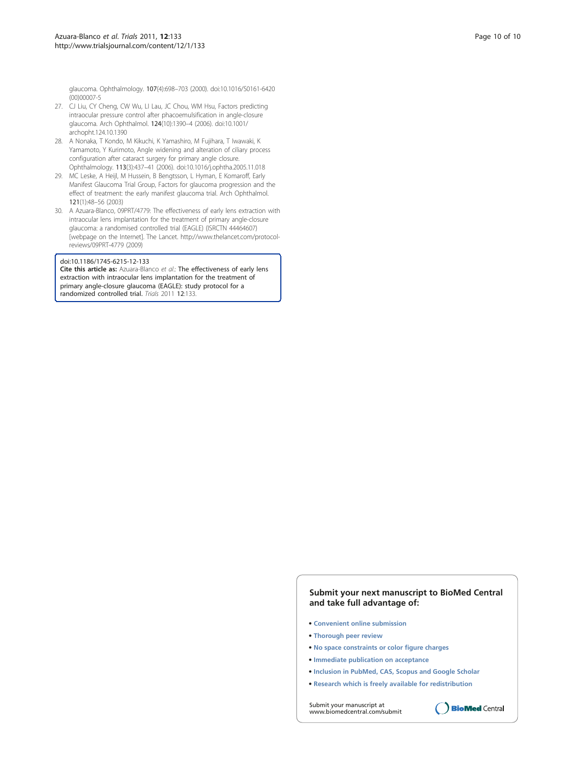glaucoma. Ophthalmology. **107**(4):698–703 (2000). doi:10.1016/S0161-6420(00)00007-5

27. CJ Liu, CY Cheng, CW Wu, LI Lau, JC Chou, WM Hsu, Factors predicting intraocular pressure control after phacoemulsification in angle-closure glaucoma. Arch Ophthalmol. **124**(10):1390–4 (2006). doi:10.1001/archopht.124.10.1390
28. A Nonaka, T Kondo, M Kikuchi, K Yamashiro, M Fujihara, T Iwawaki, K Yamamoto, Y Kurimoto, Angle widening and alteration of ciliary process configuration after cataract surgery for primary angle closure. Ophthalmology. **113**(3):437–41 (2006). doi:10.1016/j.ophtha.2005.11.018
29. MC Leske, A Heijl, M Hussein, B Bengtsson, L Hyman, E Komaroff, Early Manifest Glaucoma Trial Group, Factors for glaucoma progression and the effect of treatment: the early manifest glaucoma trial. Arch Ophthalmol. **121**(1):48–56 (2003)
30. A Azuara-Blanco, 09PRT/4779: The effectiveness of early lens extraction with intraocular lens implantation for the treatment of primary angle-closure glaucoma: a randomised controlled trial (EAGLE) (ISRCTN 44464607) [webpage on the Internet]. The Lancet. http://www.thelancet.com/protocol-reviews/09PRT-4779 (2009)

doi:10.1186/1745-6215-12-133

**Cite this article as:** Azuara-Blanco *et al.*: **The effectiveness of early lens extraction with intraocular lens implantation for the treatment of primary angle-closure glaucoma (EAGLE): study protocol for a randomized controlled trial.** *Trials* 2011 **12**:133.

**Submit your next manuscript to BioMed Central and take full advantage of:**

- **Convenient online submission**
- **Thorough peer review**
- **No space constraints or color figure charges**
- **Immediate publication on acceptance**
- **Inclusion in PubMed, CAS, Scopus and Google Scholar**
- **Research which is freely available for redistribution**

Submit your manuscript at
www.biomedcentral.com/submit

BioMed Central